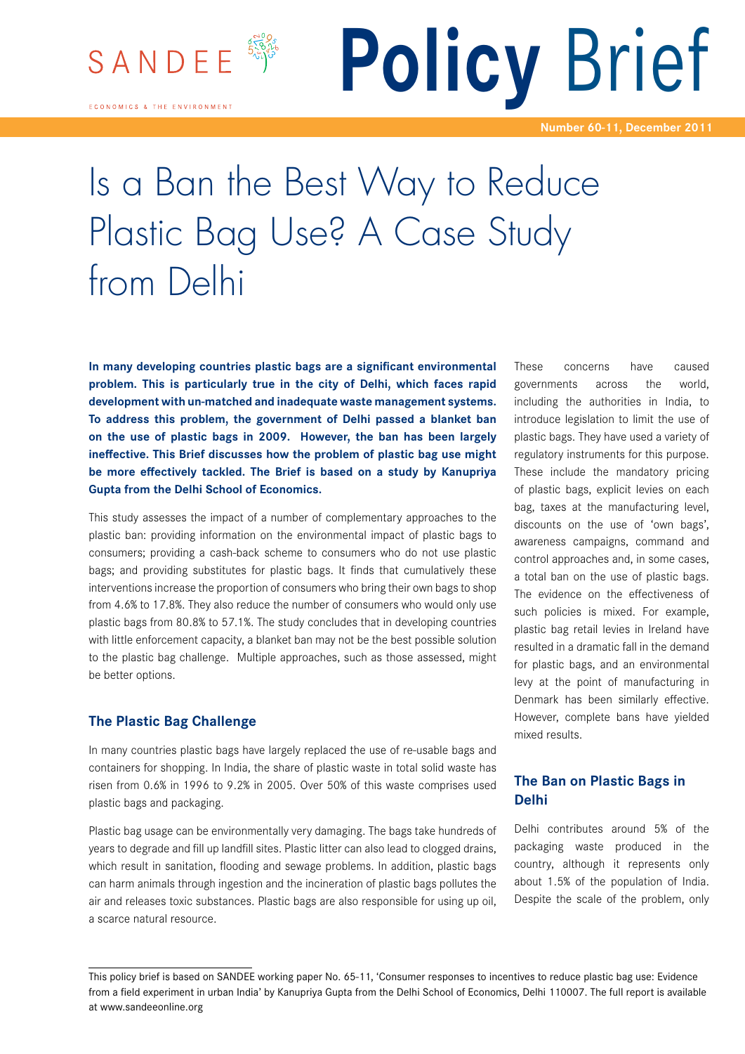SANDEE

ECONOMICS & THE ENVIRONMENT

# Policy Brief

Number 60-11, December 2011

# Is a Ban the Best Way to Reduce Plastic Bag Use? A Case Study from Delhi

**In many developing countries plastic bags are a significant environmental problem. This is particularly true in the city of Delhi, which faces rapid development with un-matched and inadequate waste management systems. To address this problem, the government of Delhi passed a blanket ban on the use of plastic bags in 2009. However, the ban has been largely ineffective. This Brief discusses how the problem of plastic bag use might be more effectively tackled. The Brief is based on a study by Kanupriya Gupta from the Delhi School of Economics.**

This study assesses the impact of a number of complementary approaches to the plastic ban: providing information on the environmental impact of plastic bags to consumers; providing a cash-back scheme to consumers who do not use plastic bags; and providing substitutes for plastic bags. It finds that cumulatively these interventions increase the proportion of consumers who bring their own bags to shop from 4.6% to 17.8%. They also reduce the number of consumers who would only use plastic bags from 80.8% to 57.1%. The study concludes that in developing countries with little enforcement capacity, a blanket ban may not be the best possible solution to the plastic bag challenge. Multiple approaches, such as those assessed, might be better options.

## The Plastic Bag Challenge

In many countries plastic bags have largely replaced the use of re-usable bags and containers for shopping. In India, the share of plastic waste in total solid waste has risen from 0.6% in 1996 to 9.2% in 2005. Over 50% of this waste comprises used plastic bags and packaging.

Plastic bag usage can be environmentally very damaging. The bags take hundreds of years to degrade and fill up landfill sites. Plastic litter can also lead to clogged drains, which result in sanitation, flooding and sewage problems. In addition, plastic bags can harm animals through ingestion and the incineration of plastic bags pollutes the air and releases toxic substances. Plastic bags are also responsible for using up oil, a scarce natural resource.

These concerns have caused governments across the world, including the authorities in India, to introduce legislation to limit the use of plastic bags. They have used a variety of regulatory instruments for this purpose. These include the mandatory pricing of plastic bags, explicit levies on each bag, taxes at the manufacturing level, discounts on the use of 'own bags', awareness campaigns, command and control approaches and, in some cases, a total ban on the use of plastic bags. The evidence on the effectiveness of such policies is mixed. For example, plastic bag retail levies in Ireland have resulted in a dramatic fall in the demand for plastic bags, and an environmental levy at the point of manufacturing in Denmark has been similarly effective. However, complete bans have yielded mixed results.

## The Ban on Plastic Bags in Delhi

Delhi contributes around 5% of the packaging waste produced in the country, although it represents only about 1.5% of the population of India. Despite the scale of the problem, only

---

This policy brief is based on SANDEE working paper No. 65-11, 'Consumer responses to incentives to reduce plastic bag use: Evidence from a field experiment in urban India' by Kanupriya Gupta from the Delhi School of Economics, Delhi 110007. The full report is available at www.sandeeonline.org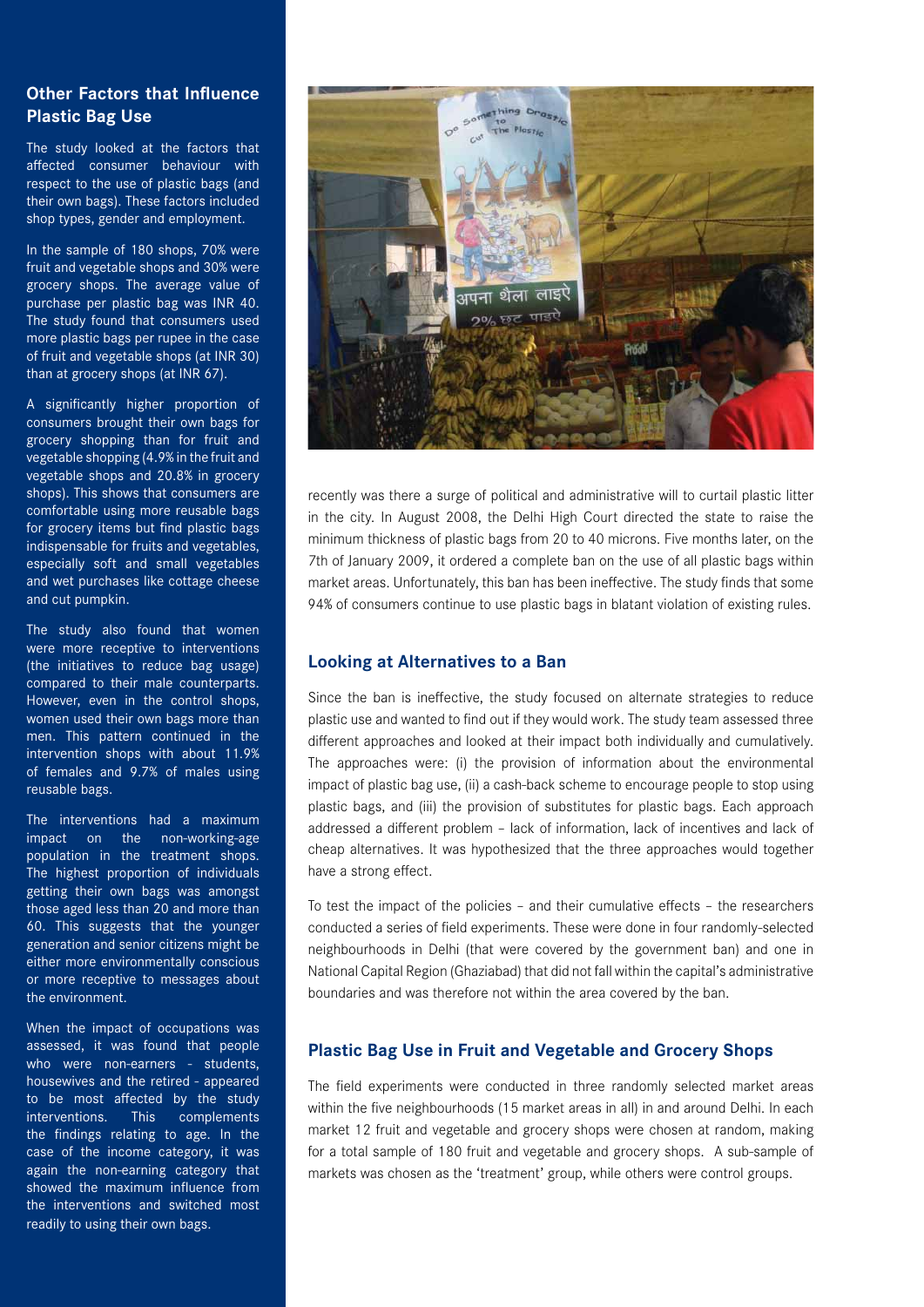## Other Factors that Influence Plastic Bag Use

The study looked at the factors that affected consumer behaviour with respect to the use of plastic bags (and their own bags). These factors included shop types, gender and employment.

In the sample of 180 shops, 70% were fruit and vegetable shops and 30% were grocery shops. The average value of purchase per plastic bag was INR 40. The study found that consumers used more plastic bags per rupee in the case of fruit and vegetable shops (at INR 30) than at grocery shops (at INR 67).

A significantly higher proportion of consumers brought their own bags for grocery shopping than for fruit and vegetable shopping (4.9% in the fruit and vegetable shops and 20.8% in grocery shops). This shows that consumers are comfortable using more reusable bags for grocery items but find plastic bags indispensable for fruits and vegetables, especially soft and small vegetables and wet purchases like cottage cheese and cut pumpkin.

The study also found that women were more receptive to interventions (the initiatives to reduce bag usage) compared to their male counterparts. However, even in the control shops, women used their own bags more than men. This pattern continued in the intervention shops with about 11.9% of females and 9.7% of males using reusable bags.

The interventions had a maximum impact on the non-working-age population in the treatment shops. The highest proportion of individuals getting their own bags was amongst those aged less than 20 and more than 60. This suggests that the younger generation and senior citizens might be either more environmentally conscious or more receptive to messages about the environment.

When the impact of occupations was assessed, it was found that people who were non-earners - students, housewives and the retired - appeared to be most affected by the study interventions. This complements the findings relating to age. In the case of the income category, it was again the non-earning category that showed the maximum influence from the interventions and switched most readily to using their own bags.

recently was there a surge of political and administrative will to curtail plastic litter in the city. In August 2008, the Delhi High Court directed the state to raise the minimum thickness of plastic bags from 20 to 40 microns. Five months later, on the 7th of January 2009, it ordered a complete ban on the use of all plastic bags within market areas. Unfortunately, this ban has been ineffective. The study finds that some 94% of consumers continue to use plastic bags in blatant violation of existing rules.

## Looking at Alternatives to a Ban

Since the ban is ineffective, the study focused on alternate strategies to reduce plastic use and wanted to find out if they would work. The study team assessed three different approaches and looked at their impact both individually and cumulatively. The approaches were: (i) the provision of information about the environmental impact of plastic bag use, (ii) a cash-back scheme to encourage people to stop using plastic bags, and (iii) the provision of substitutes for plastic bags. Each approach addressed a different problem – lack of information, lack of incentives and lack of cheap alternatives. It was hypothesized that the three approaches would together have a strong effect.

To test the impact of the policies – and their cumulative effects – the researchers conducted a series of field experiments. These were done in four randomly-selected neighbourhoods in Delhi (that were covered by the government ban) and one in National Capital Region (Ghaziabad) that did not fall within the capital's administrative boundaries and was therefore not within the area covered by the ban.

## Plastic Bag Use in Fruit and Vegetable and Grocery Shops

The field experiments were conducted in three randomly selected market areas within the five neighbourhoods (15 market areas in all) in and around Delhi. In each market 12 fruit and vegetable and grocery shops were chosen at random, making for a total sample of 180 fruit and vegetable and grocery shops. A sub-sample of markets was chosen as the 'treatment' group, while others were control groups.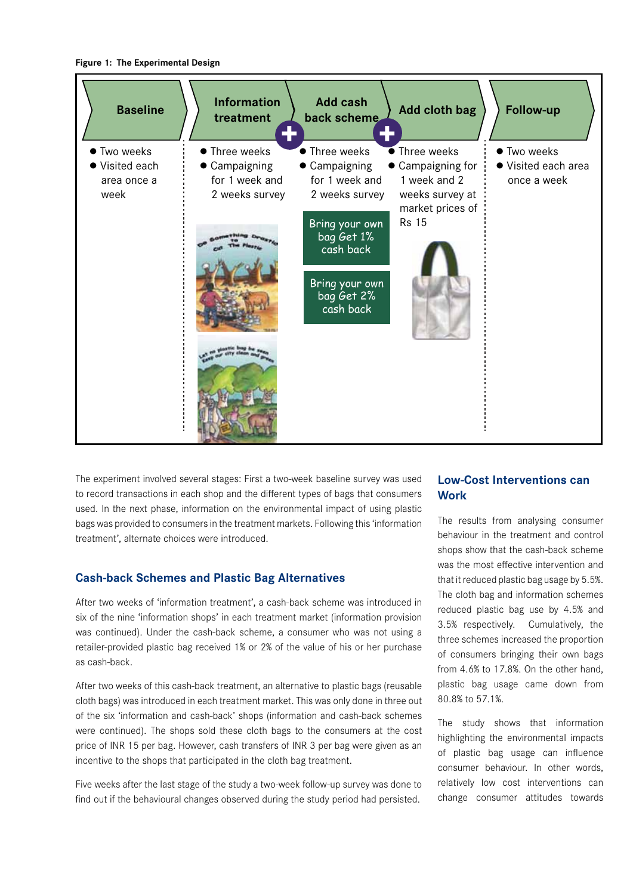**Figure 1: The Experimental Design**

| Baseline | Information treatment | Add cash back scheme | Add cloth bag | Follow-up |
| --- | --- | --- | --- | --- |
| • Two weeks<br>• Visited each area once a week | • Three weeks<br>• Campaigning for 1 week and 2 weeks survey | • Three weeks<br>• Campaigning for 1 week and 2 weeks survey<br><br>Bring your own bag Get 1% cash back<br><br>Bring your own bag Get 2% cash back | • Three weeks<br>• Campaigning for 1 week and 2 weeks survey at market prices of Rs 15 | • Two weeks<br>• Visited each area once a week |

The experiment involved several stages: First a two-week baseline survey was used to record transactions in each shop and the different types of bags that consumers used. In the next phase, information on the environmental impact of using plastic bags was provided to consumers in the treatment markets. Following this 'information treatment', alternate choices were introduced.

## Cash-back Schemes and Plastic Bag Alternatives

After two weeks of 'information treatment', a cash-back scheme was introduced in six of the nine 'information shops' in each treatment market (information provision was continued). Under the cash-back scheme, a consumer who was not using a retailer-provided plastic bag received 1% or 2% of the value of his or her purchase as cash-back.

After two weeks of this cash-back treatment, an alternative to plastic bags (reusable cloth bags) was introduced in each treatment market. This was only done in three out of the six 'information and cash-back' shops (information and cash-back schemes were continued). The shops sold these cloth bags to the consumers at the cost price of INR 15 per bag. However, cash transfers of INR 3 per bag were given as an incentive to the shops that participated in the cloth bag treatment.

Five weeks after the last stage of the study a two-week follow-up survey was done to find out if the behavioural changes observed during the study period had persisted.

## Low-Cost Interventions can Work

The results from analysing consumer behaviour in the treatment and control shops show that the cash-back scheme was the most effective intervention and that it reduced plastic bag usage by 5.5%. The cloth bag and information schemes reduced plastic bag use by 4.5% and 3.5% respectively. Cumulatively, the three schemes increased the proportion of consumers bringing their own bags from 4.6% to 17.8%. On the other hand, plastic bag usage came down from 80.8% to 57.1%.

The study shows that information highlighting the environmental impacts of plastic bag usage can influence consumer behaviour. In other words, relatively low cost interventions can change consumer attitudes towards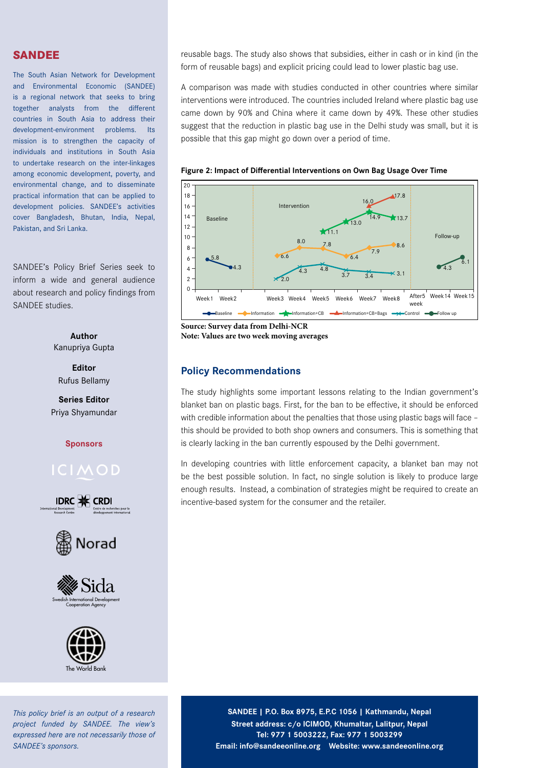## SANDEE

The South Asian Network for Development and Environmental Economic (SANDEE) is a regional network that seeks to bring together analysts from the different countries in South Asia to address their development-environment problems. Its mission is to strengthen the capacity of individuals and institutions in South Asia to undertake research on the inter-linkages among economic development, poverty, and environmental change, and to disseminate practical information that can be applied to development policies. SANDEE's activities cover Bangladesh, Bhutan, India, Nepal, Pakistan, and Sri Lanka.

SANDEE's Policy Brief Series seek to inform a wide and general audience about research and policy findings from SANDEE studies.

**Author**
Kanupriya Gupta

**Editor**
Rufus Bellamy

**Series Editor**
Priya Shyamundar

**Sponsors**

ICIMOD

IDRC CRDI

Norad

Sida

The World Bank

*This policy brief is an output of a research project funded by SANDEE. The view's expressed here are not necessarily those of SANDEE's sponsors.*

reusable bags. The study also shows that subsidies, either in cash or in kind (in the form of reusable bags) and explicit pricing could lead to lower plastic bag use.

A comparison was made with studies conducted in other countries where similar interventions were introduced. The countries included Ireland where plastic bag use came down by 90% and China where it came down by 49%. These other studies suggest that the reduction in plastic bag use in the Delhi study was small, but it is possible that this gap might go down over a period of time.

**Figure 2: Impact of Differential Interventions on Own Bag Usage Over Time**

Baseline
Intervention
Follow-up

5.8 4.3
6.6 8.0 7.8 6.4 7.9 8.6
11.1 13.0 14.9 13.7
16.0 17.8
2.0 4.3 4.8 3.7 3.4 3.1
4.3 6.1

0 2 4 6 8 10 12 14 16 18 20

Week1 Week2 Week3 Week4 Week5 Week6 Week7 Week8 After5 week Week14 Week15

Baseline, Information, Information+CB, Information+CB+Bags, Control, Follow up

**Source: Survey data from Delhi-NCR**
**Note: Values are two week moving averages**

## Policy Recommendations

The study highlights some important lessons relating to the Indian government's blanket ban on plastic bags. First, for the ban to be effective, it should be enforced with credible information about the penalties that those using plastic bags will face – this should be provided to both shop owners and consumers. This is something that is clearly lacking in the ban currently espoused by the Delhi government.

In developing countries with little enforcement capacity, a blanket ban may not be the best possible solution. In fact, no single solution is likely to produce large enough results. Instead, a combination of strategies might be required to create an incentive-based system for the consumer and the retailer.

**SANDEE | P.O. Box 8975, E.P.C 1056 | Kathmandu, Nepal**
**Street address: c/o ICIMOD, Khumaltar, Lalitpur, Nepal**
**Tel: 977 1 5003222, Fax: 977 1 5003299**
**Email: info@sandeeonline.org Website: www.sandeeonline.org**